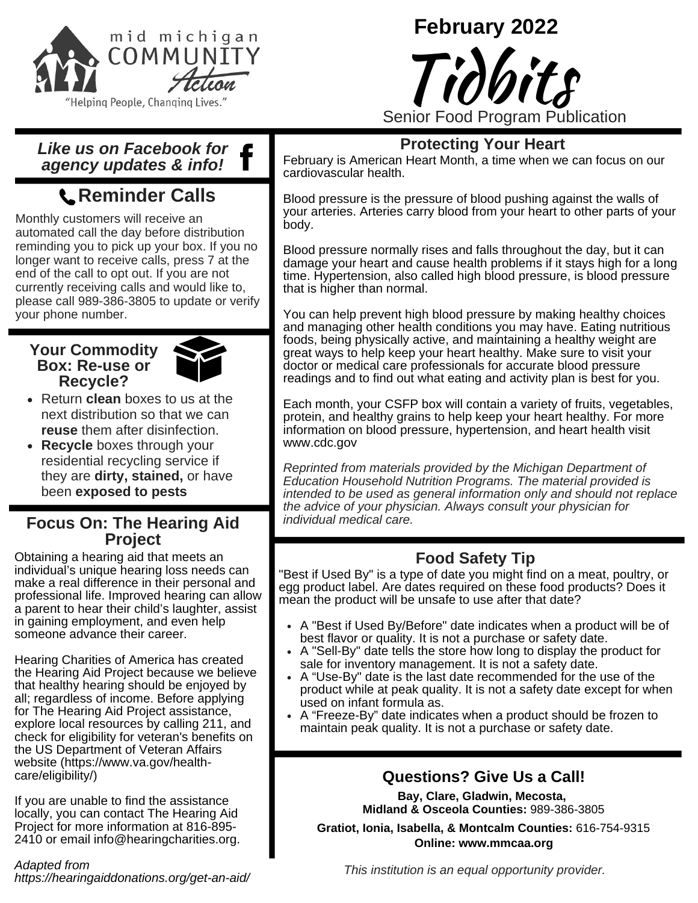mid michigan COMMUNITY Action

"Helping People, Changing Lives."

# February 2022 Tidbits

Senior Food Program Publication

***Like us on Facebook for agency updates & info!***

## Reminder Calls

Monthly customers will receive an automated call the day before distribution reminding you to pick up your box. If you no longer want to receive calls, press 7 at the end of the call to opt out. If you are not currently receiving calls and would like to, please call 989-386-3805 to update or verify your phone number.

## Your Commodity Box: Re-use or Recycle?

- Return **clean** boxes to us at the next distribution so that we can **reuse** them after disinfection.
- **Recycle** boxes through your residential recycling service if they are **dirty, stained,** or have been **exposed to pests**

## Focus On: The Hearing Aid Project

Obtaining a hearing aid that meets an individual's unique hearing loss needs can make a real difference in their personal and professional life. Improved hearing can allow a parent to hear their child's laughter, assist in gaining employment, and even help someone advance their career.

Hearing Charities of America has created the Hearing Aid Project because we believe that healthy hearing should be enjoyed by all; regardless of income. Before applying for The Hearing Aid Project assistance, explore local resources by calling 211, and check for eligibility for veteran's benefits on the US Department of Veteran Affairs website (https://www.va.gov/health-care/eligibility/)

If you are unable to find the assistance locally, you can contact The Hearing Aid Project for more information at 816-895-2410 or email info@hearingcharities.org.

*Adapted from https://hearingaiddonations.org/get-an-aid/*

## Protecting Your Heart

February is American Heart Month, a time when we can focus on our cardiovascular health.

Blood pressure is the pressure of blood pushing against the walls of your arteries. Arteries carry blood from your heart to other parts of your body.

Blood pressure normally rises and falls throughout the day, but it can damage your heart and cause health problems if it stays high for a long time. Hypertension, also called high blood pressure, is blood pressure that is higher than normal.

You can help prevent high blood pressure by making healthy choices and managing other health conditions you may have. Eating nutritious foods, being physically active, and maintaining a healthy weight are great ways to help keep your heart healthy. Make sure to visit your doctor or medical care professionals for accurate blood pressure readings and to find out what eating and activity plan is best for you.

Each month, your CSFP box will contain a variety of fruits, vegetables, protein, and healthy grains to help keep your heart healthy. For more information on blood pressure, hypertension, and heart health visit www.cdc.gov

*Reprinted from materials provided by the Michigan Department of Education Household Nutrition Programs. The material provided is intended to be used as general information only and should not replace the advice of your physician. Always consult your physician for individual medical care.*

## Food Safety Tip

"Best if Used By" is a type of date you might find on a meat, poultry, or egg product label. Are dates required on these food products? Does it mean the product will be unsafe to use after that date?

- A "Best if Used By/Before" date indicates when a product will be of best flavor or quality. It is not a purchase or safety date.
- A "Sell-By" date tells the store how long to display the product for sale for inventory management. It is not a safety date.
- A "Use-By" date is the last date recommended for the use of the product while at peak quality. It is not a safety date except for when used on infant formula as.
- A "Freeze-By" date indicates when a product should be frozen to maintain peak quality. It is not a purchase or safety date.

## Questions? Give Us a Call!

**Bay, Clare, Gladwin, Mecosta, Midland & Osceola Counties:** 989-386-3805

**Gratiot, Ionia, Isabella, & Montcalm Counties:** 616-754-9315

**Online: www.mmcaa.org**

*This institution is an equal opportunity provider.*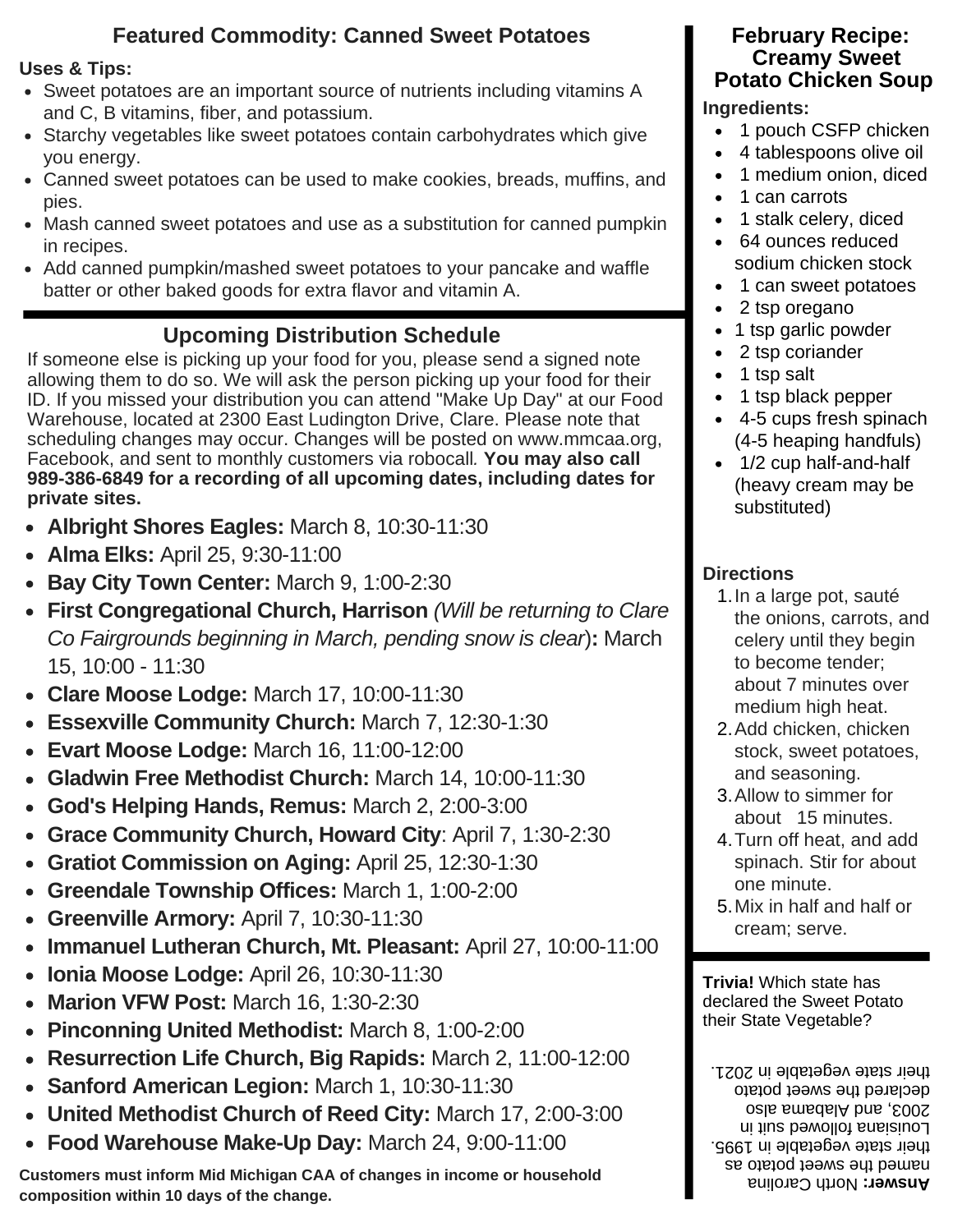## Featured Commodity: Canned Sweet Potatoes

**Uses & Tips:**

- Sweet potatoes are an important source of nutrients including vitamins A and C, B vitamins, fiber, and potassium.
- Starchy vegetables like sweet potatoes contain carbohydrates which give you energy.
- Canned sweet potatoes can be used to make cookies, breads, muffins, and pies.
- Mash canned sweet potatoes and use as a substitution for canned pumpkin in recipes.
- Add canned pumpkin/mashed sweet potatoes to your pancake and waffle batter or other baked goods for extra flavor and vitamin A.

## Upcoming Distribution Schedule

If someone else is picking up your food for you, please send a signed note allowing them to do so. We will ask the person picking up your food for their ID. If you missed your distribution you can attend "Make Up Day" at our Food Warehouse, located at 2300 East Ludington Drive, Clare. Please note that scheduling changes may occur. Changes will be posted on www.mmcaa.org, Facebook, and sent to monthly customers via robocall. **You may also call 989-386-6849 for a recording of all upcoming dates, including dates for private sites.**

- **Albright Shores Eagles:** March 8, 10:30-11:30
- **Alma Elks:** April 25, 9:30-11:00
- **Bay City Town Center:** March 9, 1:00-2:30
- **First Congregational Church, Harrison** *(Will be returning to Clare Co Fairgrounds beginning in March, pending snow is clear)***:** March 15, 10:00 - 11:30
- **Clare Moose Lodge:** March 17, 10:00-11:30
- **Essexville Community Church:** March 7, 12:30-1:30
- **Evart Moose Lodge:** March 16, 11:00-12:00
- **Gladwin Free Methodist Church:** March 14, 10:00-11:30
- **God's Helping Hands, Remus:** March 2, 2:00-3:00
- **Grace Community Church, Howard City**: April 7, 1:30-2:30
- **Gratiot Commission on Aging:** April 25, 12:30-1:30
- **Greendale Township Offices:** March 1, 1:00-2:00
- **Greenville Armory:** April 7, 10:30-11:30
- **Immanuel Lutheran Church, Mt. Pleasant:** April 27, 10:00-11:00
- **Ionia Moose Lodge:** April 26, 10:30-11:30
- **Marion VFW Post:** March 16, 1:30-2:30
- **Pinconning United Methodist:** March 8, 1:00-2:00
- **Resurrection Life Church, Big Rapids:** March 2, 11:00-12:00
- **Sanford American Legion:** March 1, 10:30-11:30
- **United Methodist Church of Reed City:** March 17, 2:00-3:00
- **Food Warehouse Make-Up Day:** March 24, 9:00-11:00

**Customers must inform Mid Michigan CAA of changes in income or household composition within 10 days of the change.**

## February Recipe: Creamy Sweet Potato Chicken Soup

**Ingredients:**

- 1 pouch CSFP chicken
- 4 tablespoons olive oil
- 1 medium onion, diced
- 1 can carrots
- 1 stalk celery, diced
- 64 ounces reduced sodium chicken stock
- 1 can sweet potatoes
- 2 tsp oregano
- 1 tsp garlic powder
- 2 tsp coriander
- 1 tsp salt
- 1 tsp black pepper
- 4-5 cups fresh spinach (4-5 heaping handfuls)
- 1/2 cup half-and-half (heavy cream may be substituted)

**Directions**

1. In a large pot, sauté the onions, carrots, and celery until they begin to become tender; about 7 minutes over medium high heat.
2. Add chicken, chicken stock, sweet potatoes, and seasoning.
3. Allow to simmer for about 15 minutes.
4. Turn off heat, and add spinach. Stir for about one minute.
5. Mix in half and half or cream; serve.

**Trivia!** Which state has declared the Sweet Potato their State Vegetable?

**Answer:** North Carolina named the sweet potato as their state vegetable in 1995. Louisiana followed suit in 2003, and Alabama also declared the sweet potato their state vegetable in 2021.